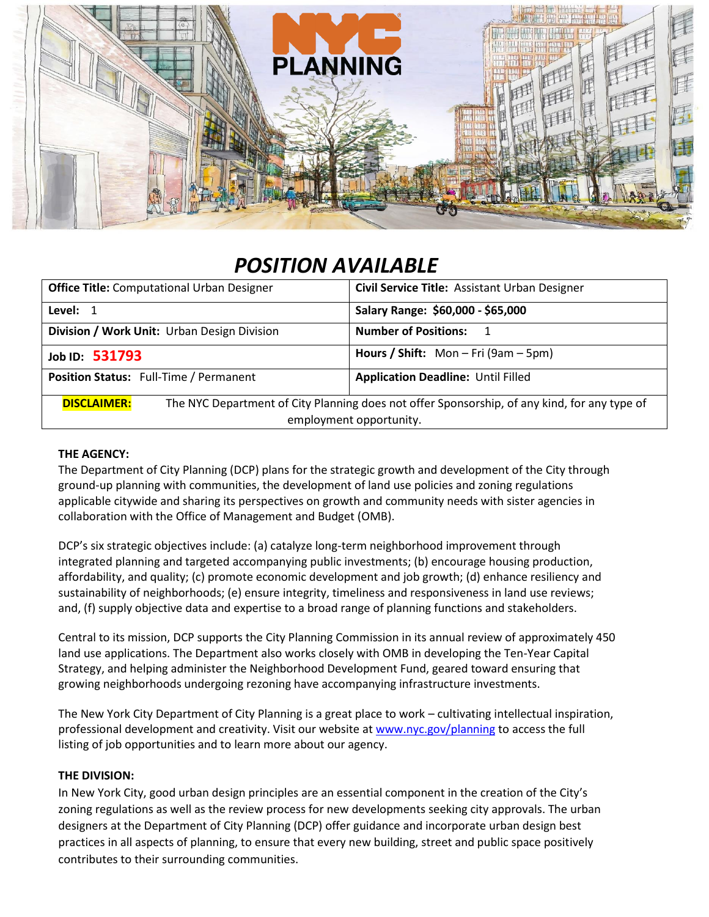# POSITION AVAILABLE

| **Office Title:** Computational Urban Designer | **Civil Service Title:** Assistant Urban Designer |
|---|---|
| **Level:** 1 | **Salary Range: $60,000 - $65,000** |
| **Division / Work Unit:** Urban Design Division | **Number of Positions:** 1 |
| **Job ID: 531793** | **Hours / Shift:** Mon – Fri (9am – 5pm) |
| **Position Status:** Full-Time / Permanent | **Application Deadline:** Until Filled |
| **DISCLAIMER:** The NYC Department of City Planning does not offer Sponsorship, of any kind, for any type of employment opportunity. | |

**THE AGENCY:**

The Department of City Planning (DCP) plans for the strategic growth and development of the City through ground-up planning with communities, the development of land use policies and zoning regulations applicable citywide and sharing its perspectives on growth and community needs with sister agencies in collaboration with the Office of Management and Budget (OMB).

DCP's six strategic objectives include: (a) catalyze long-term neighborhood improvement through integrated planning and targeted accompanying public investments; (b) encourage housing production, affordability, and quality; (c) promote economic development and job growth; (d) enhance resiliency and sustainability of neighborhoods; (e) ensure integrity, timeliness and responsiveness in land use reviews; and, (f) supply objective data and expertise to a broad range of planning functions and stakeholders.

Central to its mission, DCP supports the City Planning Commission in its annual review of approximately 450 land use applications. The Department also works closely with OMB in developing the Ten-Year Capital Strategy, and helping administer the Neighborhood Development Fund, geared toward ensuring that growing neighborhoods undergoing rezoning have accompanying infrastructure investments.

The New York City Department of City Planning is a great place to work – cultivating intellectual inspiration, professional development and creativity. Visit our website at [www.nyc.gov/planning](www.nyc.gov/planning) to access the full listing of job opportunities and to learn more about our agency.

**THE DIVISION:**

In New York City, good urban design principles are an essential component in the creation of the City's zoning regulations as well as the review process for new developments seeking city approvals. The urban designers at the Department of City Planning (DCP) offer guidance and incorporate urban design best practices in all aspects of planning, to ensure that every new building, street and public space positively contributes to their surrounding communities.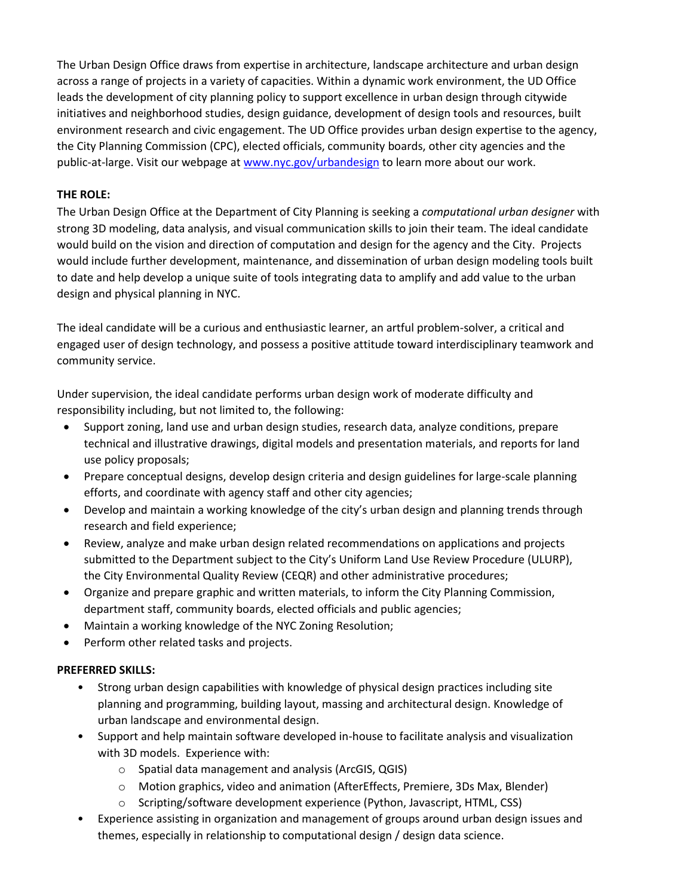The Urban Design Office draws from expertise in architecture, landscape architecture and urban design across a range of projects in a variety of capacities. Within a dynamic work environment, the UD Office leads the development of city planning policy to support excellence in urban design through citywide initiatives and neighborhood studies, design guidance, development of design tools and resources, built environment research and civic engagement. The UD Office provides urban design expertise to the agency, the City Planning Commission (CPC), elected officials, community boards, other city agencies and the public-at-large. Visit our webpage at [www.nyc.gov/urbandesign](www.nyc.gov/urbandesign) to learn more about our work.

**THE ROLE:**

The Urban Design Office at the Department of City Planning is seeking a *computational urban designer* with strong 3D modeling, data analysis, and visual communication skills to join their team. The ideal candidate would build on the vision and direction of computation and design for the agency and the City. Projects would include further development, maintenance, and dissemination of urban design modeling tools built to date and help develop a unique suite of tools integrating data to amplify and add value to the urban design and physical planning in NYC.

The ideal candidate will be a curious and enthusiastic learner, an artful problem-solver, a critical and engaged user of design technology, and possess a positive attitude toward interdisciplinary teamwork and community service.

Under supervision, the ideal candidate performs urban design work of moderate difficulty and responsibility including, but not limited to, the following:

- Support zoning, land use and urban design studies, research data, analyze conditions, prepare technical and illustrative drawings, digital models and presentation materials, and reports for land use policy proposals;
- Prepare conceptual designs, develop design criteria and design guidelines for large-scale planning efforts, and coordinate with agency staff and other city agencies;
- Develop and maintain a working knowledge of the city's urban design and planning trends through research and field experience;
- Review, analyze and make urban design related recommendations on applications and projects submitted to the Department subject to the City's Uniform Land Use Review Procedure (ULURP), the City Environmental Quality Review (CEQR) and other administrative procedures;
- Organize and prepare graphic and written materials, to inform the City Planning Commission, department staff, community boards, elected officials and public agencies;
- Maintain a working knowledge of the NYC Zoning Resolution;
- Perform other related tasks and projects.

**PREFERRED SKILLS:**

- Strong urban design capabilities with knowledge of physical design practices including site planning and programming, building layout, massing and architectural design. Knowledge of urban landscape and environmental design.
- Support and help maintain software developed in-house to facilitate analysis and visualization with 3D models. Experience with:
  - Spatial data management and analysis (ArcGIS, QGIS)
  - Motion graphics, video and animation (AfterEffects, Premiere, 3Ds Max, Blender)
  - Scripting/software development experience (Python, Javascript, HTML, CSS)
- Experience assisting in organization and management of groups around urban design issues and themes, especially in relationship to computational design / design data science.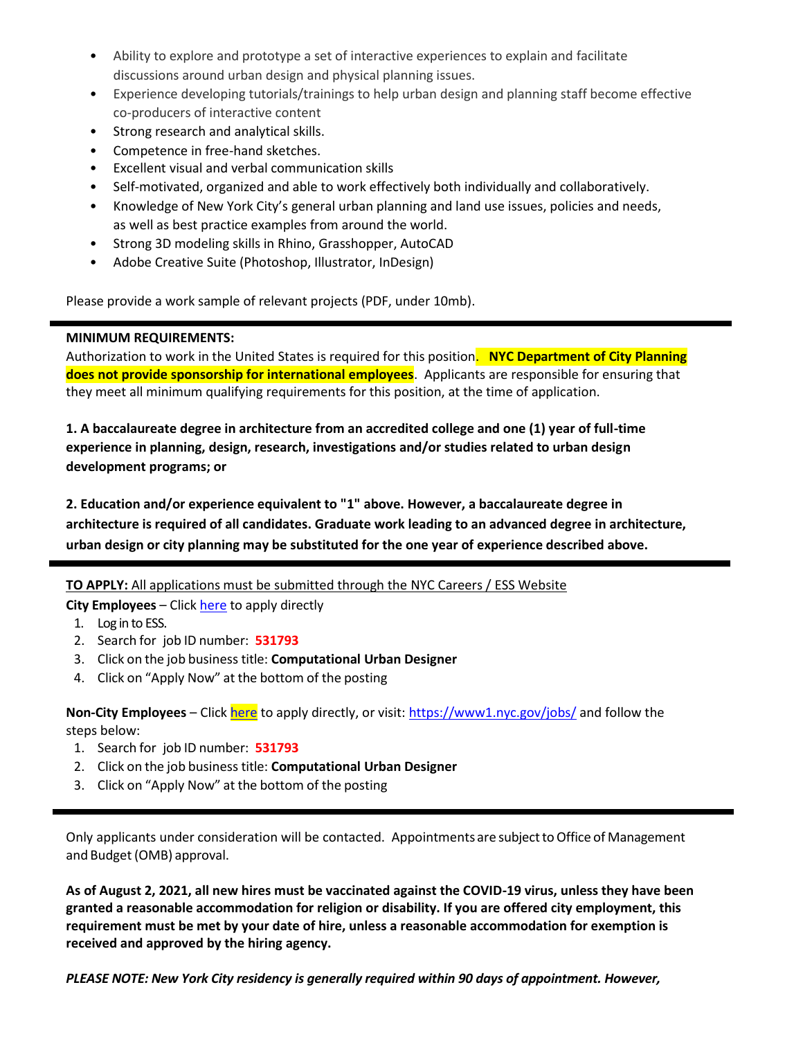- Ability to explore and prototype a set of interactive experiences to explain and facilitate discussions around urban design and physical planning issues.
- Experience developing tutorials/trainings to help urban design and planning staff become effective co-producers of interactive content
- Strong research and analytical skills.
- Competence in free-hand sketches.
- Excellent visual and verbal communication skills
- Self-motivated, organized and able to work effectively both individually and collaboratively.
- Knowledge of New York City's general urban planning and land use issues, policies and needs, as well as best practice examples from around the world.
- Strong 3D modeling skills in Rhino, Grasshopper, AutoCAD
- Adobe Creative Suite (Photoshop, Illustrator, InDesign)

Please provide a work sample of relevant projects (PDF, under 10mb).

---

**MINIMUM REQUIREMENTS:**

Authorization to work in the United States is required for this position. **NYC Department of City Planning does not provide sponsorship for international employees**. Applicants are responsible for ensuring that they meet all minimum qualifying requirements for this position, at the time of application.

**1. A baccalaureate degree in architecture from an accredited college and one (1) year of full-time experience in planning, design, research, investigations and/or studies related to urban design development programs; or**

**2. Education and/or experience equivalent to "1" above. However, a baccalaureate degree in architecture is required of all candidates. Graduate work leading to an advanced degree in architecture, urban design or city planning may be substituted for the one year of experience described above.**

---

**TO APPLY:** All applications must be submitted through the NYC Careers / ESS Website

**City Employees** – Click here to apply directly

1. Log in to ESS.
2. Search for job ID number: **531793**
3. Click on the job business title: **Computational Urban Designer**
4. Click on "Apply Now" at the bottom of the posting

**Non-City Employees** – Click here to apply directly, or visit: https://www1.nyc.gov/jobs/ and follow the steps below:

1. Search for job ID number: **531793**
2. Click on the job business title: **Computational Urban Designer**
3. Click on "Apply Now" at the bottom of the posting

---

Only applicants under consideration will be contacted. Appointments are subject to Office of Management and Budget (OMB) approval.

**As of August 2, 2021, all new hires must be vaccinated against the COVID-19 virus, unless they have been granted a reasonable accommodation for religion or disability. If you are offered city employment, this requirement must be met by your date of hire, unless a reasonable accommodation for exemption is received and approved by the hiring agency.**

***PLEASE NOTE: New York City residency is generally required within 90 days of appointment. However,***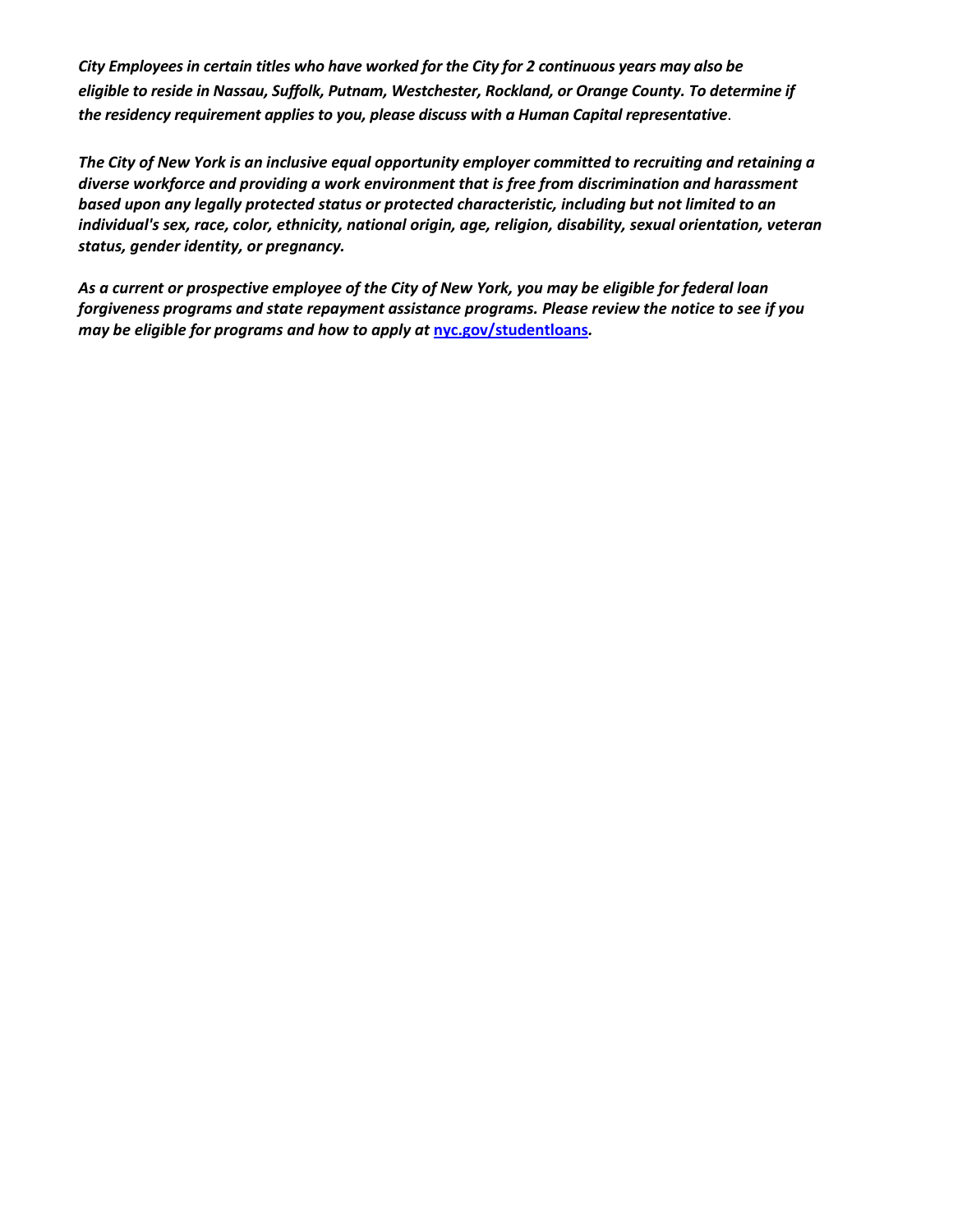***City Employees in certain titles who have worked for the City for 2 continuous years may also be eligible to reside in Nassau, Suffolk, Putnam, Westchester, Rockland, or Orange County. To determine if the residency requirement applies to you, please discuss with a Human Capital representative***.

***The City of New York is an inclusive equal opportunity employer committed to recruiting and retaining a diverse workforce and providing a work environment that is free from discrimination and harassment based upon any legally protected status or protected characteristic, including but not limited to an individual's sex, race, color, ethnicity, national origin, age, religion, disability, sexual orientation, veteran status, gender identity, or pregnancy.***

***As a current or prospective employee of the City of New York, you may be eligible for federal loan forgiveness programs and state repayment assistance programs. Please review the notice to see if you may be eligible for programs and how to apply at*** **nyc.gov/studentloans*.***